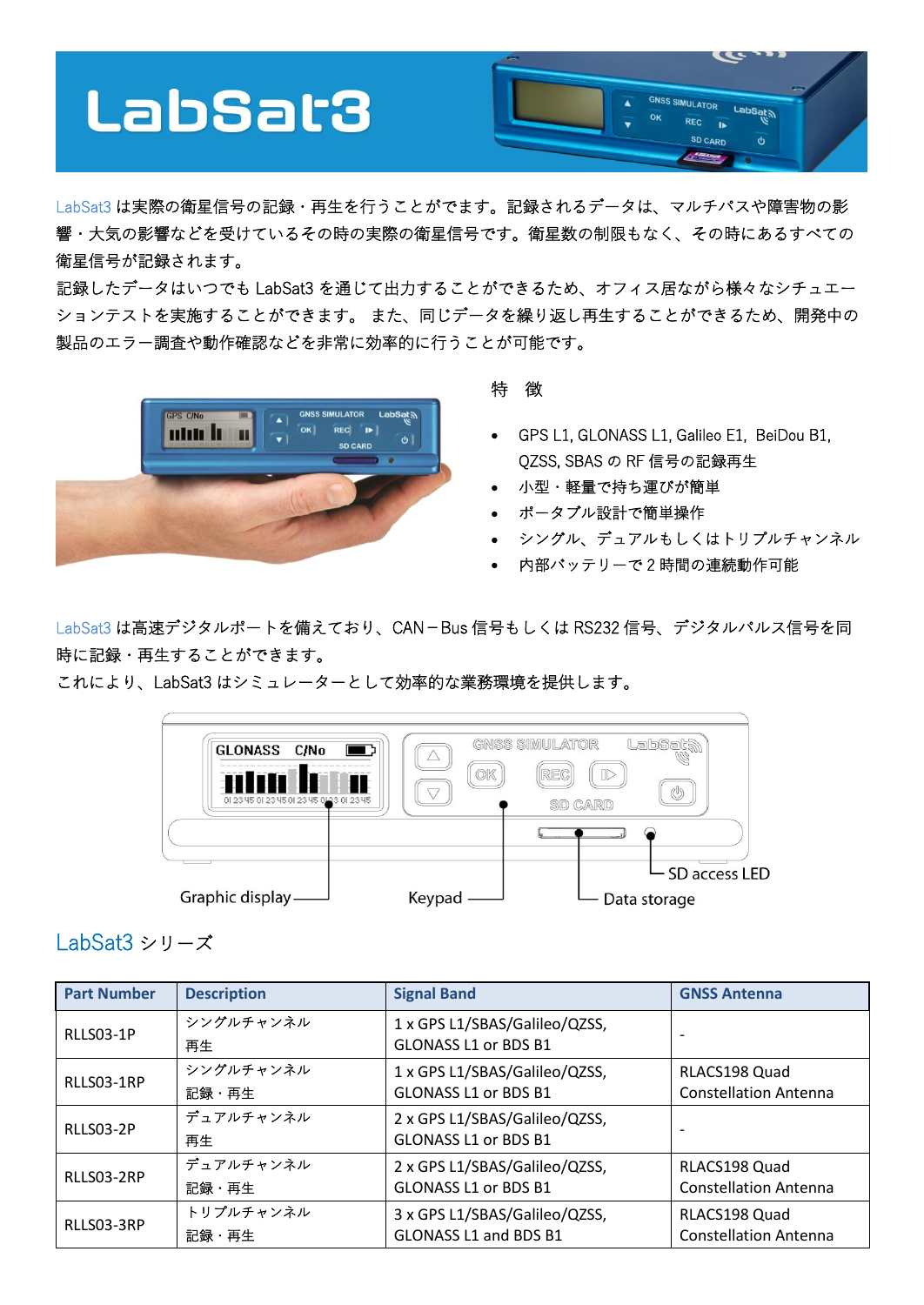# LabSat3

LabSat3 は実際の衛星信号の記録・再生を行うことができます。記録されるデータは、マルチパスや障害物の影響・大気の影響などを受けているその時の実際の衛星信号です。衛星数の制限もなく、その時にあるすべての衛星信号が記録されます。
記録したデータはいつでも LabSat3 を通じて出力することができるため、オフィス居ながら様々なシチュエーションテストを実施することができます。 また、同じデータを繰り返し再生することができるため、開発中の製品のエラー調査や動作確認などを非常に効率的に行うことが可能です。

特 徴

- GPS L1, GLONASS L1, Galileo E1, BeiDou B1, QZSS, SBAS の RF 信号の記録再生
- 小型・軽量で持ち運びが簡単
- ポータブル設計で簡単操作
- シングル、デュアルもしくはトリプルチャンネル
- 内部バッテリーで 2 時間の連続動作可能

LabSat3 は高速デジタルポートを備えており、CAN－Bus 信号もしくは RS232 信号、デジタルパルス信号を同時に記録・再生することができます。
これにより、LabSat3 はシミュレーターとして効率的な業務環境を提供します。

Graphic display　Keypad　Data storage　SD access LED

## LabSat3 シリーズ

| Part Number | Description | Signal Band | GNSS Antenna |
|---|---|---|---|
| RLLS03-1P | シングルチャンネル 再生 | 1 x GPS L1/SBAS/Galileo/QZSS, GLONASS L1 or BDS B1 | - |
| RLLS03-1RP | シングルチャンネル 記録・再生 | 1 x GPS L1/SBAS/Galileo/QZSS, GLONASS L1 or BDS B1 | RLACS198 Quad Constellation Antenna |
| RLLS03-2P | デュアルチャンネル 再生 | 2 x GPS L1/SBAS/Galileo/QZSS, GLONASS L1 or BDS B1 | - |
| RLLS03-2RP | デュアルチャンネル 記録・再生 | 2 x GPS L1/SBAS/Galileo/QZSS, GLONASS L1 or BDS B1 | RLACS198 Quad Constellation Antenna |
| RLLS03-3RP | トリプルチャンネル 記録・再生 | 3 x GPS L1/SBAS/Galileo/QZSS, GLONASS L1 and BDS B1 | RLACS198 Quad Constellation Antenna |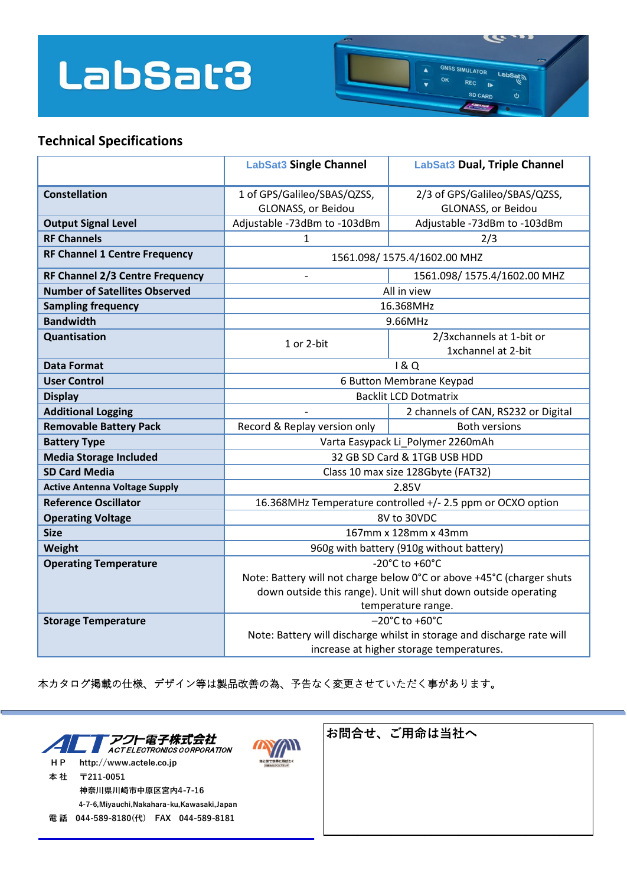# LabSat3

## Technical Specifications

| | LabSat3 Single Channel | LabSat3 Dual, Triple Channel |
|---|---|---|
| **Constellation** | 1 of GPS/Galileo/SBAS/QZSS, GLONASS, or Beidou | 2/3 of GPS/Galileo/SBAS/QZSS, GLONASS, or Beidou |
| **Output Signal Level** | Adjustable -73dBm to -103dBm | Adjustable -73dBm to -103dBm |
| **RF Channels** | 1 | 2/3 |
| **RF Channel 1 Centre Frequency** | 1561.098/ 1575.4/1602.00 MHZ | |
| **RF Channel 2/3 Centre Frequency** | - | 1561.098/ 1575.4/1602.00 MHZ |
| **Number of Satellites Observed** | All in view | |
| **Sampling frequency** | 16.368MHz | |
| **Bandwidth** | 9.66MHz | |
| **Quantisation** | 1 or 2-bit | 2/3xchannels at 1-bit or 1xchannel at 2-bit |
| **Data Format** | I & Q | |
| **User Control** | 6 Button Membrane Keypad | |
| **Display** | Backlit LCD Dotmatrix | |
| **Additional Logging** | - | 2 channels of CAN, RS232 or Digital |
| **Removable Battery Pack** | Record & Replay version only | Both versions |
| **Battery Type** | Varta Easypack Li_Polymer 2260mAh | |
| **Media Storage Included** | 32 GB SD Card & 1TGB USB HDD | |
| **SD Card Media** | Class 10 max size 128Gbyte (FAT32) | |
| **Active Antenna Voltage Supply** | 2.85V | |
| **Reference Oscillator** | 16.368MHz Temperature controlled +/- 2.5 ppm or OCXO option | |
| **Operating Voltage** | 8V to 30VDC | |
| **Size** | 167mm x 128mm x 43mm | |
| **Weight** | 960g with battery (910g without battery) | |
| **Operating Temperature** | -20°C to +60°C<br>Note: Battery will not charge below 0°C or above +45°C (charger shuts down outside this range). Unit will shut down outside operating temperature range. | |
| **Storage Temperature** | –20°C to +60°C<br>Note: Battery will discharge whilst in storage and discharge rate will increase at higher storage temperatures. | |

本カタログ掲載の仕様、デザイン等は製品改善の為、予告なく変更させていただく事があります。

**アクト電子株式会社**
*ACT ELECTRONICS CORPORATION*

H P　http://www.actele.co.jp
本 社　〒211-0051
神奈川県川崎市中原区宮内4-7-16
4-7-6,Miyauchi,Nakahara-ku,Kawasaki,Japan
電 話　044-589-8180(代)　FAX　044-589-8181

**お問合せ、ご用命は当社へ**